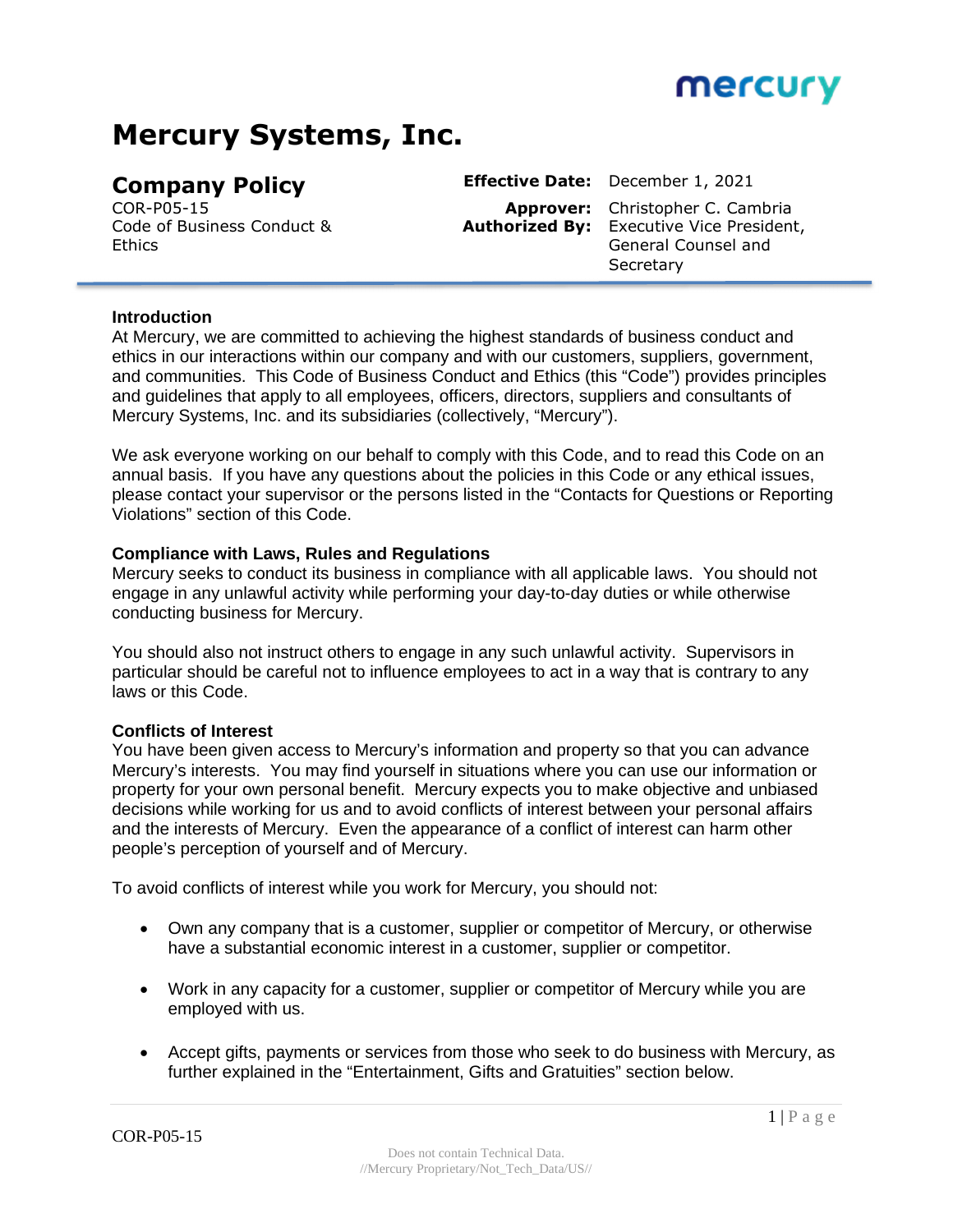# Mercury Systems, Inc.

## Company Policy

COR-P05-15
Code of Business Conduct & Ethics

**Effective Date:** December 1, 2021

**Approver:** Christopher C. Cambria
**Authorized By:** Executive Vice President, General Counsel and Secretary

---

**Introduction**

At Mercury, we are committed to achieving the highest standards of business conduct and ethics in our interactions within our company and with our customers, suppliers, government, and communities. This Code of Business Conduct and Ethics (this "Code") provides principles and guidelines that apply to all employees, officers, directors, suppliers and consultants of Mercury Systems, Inc. and its subsidiaries (collectively, "Mercury").

We ask everyone working on our behalf to comply with this Code, and to read this Code on an annual basis. If you have any questions about the policies in this Code or any ethical issues, please contact your supervisor or the persons listed in the "Contacts for Questions or Reporting Violations" section of this Code.

**Compliance with Laws, Rules and Regulations**

Mercury seeks to conduct its business in compliance with all applicable laws. You should not engage in any unlawful activity while performing your day-to-day duties or while otherwise conducting business for Mercury.

You should also not instruct others to engage in any such unlawful activity. Supervisors in particular should be careful not to influence employees to act in a way that is contrary to any laws or this Code.

**Conflicts of Interest**

You have been given access to Mercury's information and property so that you can advance Mercury's interests. You may find yourself in situations where you can use our information or property for your own personal benefit. Mercury expects you to make objective and unbiased decisions while working for us and to avoid conflicts of interest between your personal affairs and the interests of Mercury. Even the appearance of a conflict of interest can harm other people's perception of yourself and of Mercury.

To avoid conflicts of interest while you work for Mercury, you should not:

- Own any company that is a customer, supplier or competitor of Mercury, or otherwise have a substantial economic interest in a customer, supplier or competitor.
- Work in any capacity for a customer, supplier or competitor of Mercury while you are employed with us.
- Accept gifts, payments or services from those who seek to do business with Mercury, as further explained in the "Entertainment, Gifts and Gratuities" section below.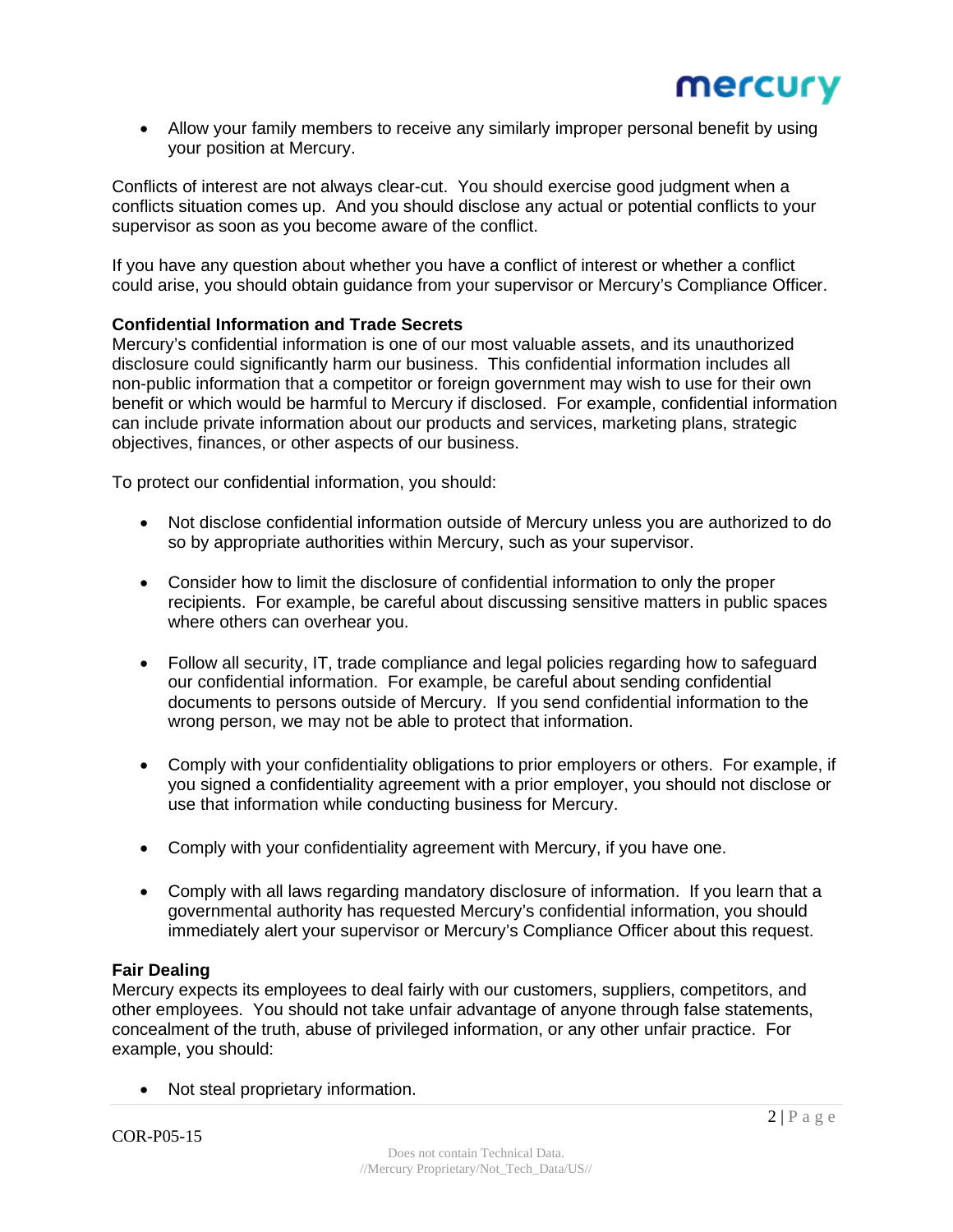- Allow your family members to receive any similarly improper personal benefit by using your position at Mercury.

Conflicts of interest are not always clear-cut. You should exercise good judgment when a conflicts situation comes up. And you should disclose any actual or potential conflicts to your supervisor as soon as you become aware of the conflict.

If you have any question about whether you have a conflict of interest or whether a conflict could arise, you should obtain guidance from your supervisor or Mercury's Compliance Officer.

**Confidential Information and Trade Secrets**
Mercury's confidential information is one of our most valuable assets, and its unauthorized disclosure could significantly harm our business. This confidential information includes all non-public information that a competitor or foreign government may wish to use for their own benefit or which would be harmful to Mercury if disclosed. For example, confidential information can include private information about our products and services, marketing plans, strategic objectives, finances, or other aspects of our business.

To protect our confidential information, you should:

- Not disclose confidential information outside of Mercury unless you are authorized to do so by appropriate authorities within Mercury, such as your supervisor.

- Consider how to limit the disclosure of confidential information to only the proper recipients. For example, be careful about discussing sensitive matters in public spaces where others can overhear you.

- Follow all security, IT, trade compliance and legal policies regarding how to safeguard our confidential information. For example, be careful about sending confidential documents to persons outside of Mercury. If you send confidential information to the wrong person, we may not be able to protect that information.

- Comply with your confidentiality obligations to prior employers or others. For example, if you signed a confidentiality agreement with a prior employer, you should not disclose or use that information while conducting business for Mercury.

- Comply with your confidentiality agreement with Mercury, if you have one.

- Comply with all laws regarding mandatory disclosure of information. If you learn that a governmental authority has requested Mercury's confidential information, you should immediately alert your supervisor or Mercury's Compliance Officer about this request.

**Fair Dealing**
Mercury expects its employees to deal fairly with our customers, suppliers, competitors, and other employees. You should not take unfair advantage of anyone through false statements, concealment of the truth, abuse of privileged information, or any other unfair practice. For example, you should:

- Not steal proprietary information.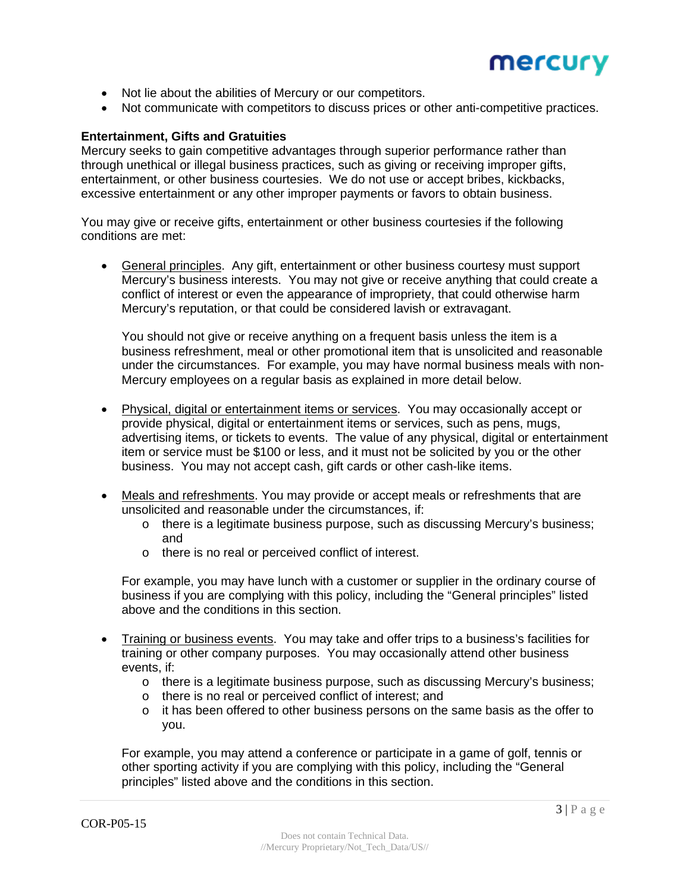- Not lie about the abilities of Mercury or our competitors.
- Not communicate with competitors to discuss prices or other anti-competitive practices.

**Entertainment, Gifts and Gratuities**

Mercury seeks to gain competitive advantages through superior performance rather than through unethical or illegal business practices, such as giving or receiving improper gifts, entertainment, or other business courtesies. We do not use or accept bribes, kickbacks, excessive entertainment or any other improper payments or favors to obtain business.

You may give or receive gifts, entertainment or other business courtesies if the following conditions are met:

- General principles. Any gift, entertainment or other business courtesy must support Mercury's business interests. You may not give or receive anything that could create a conflict of interest or even the appearance of impropriety, that could otherwise harm Mercury's reputation, or that could be considered lavish or extravagant.

  You should not give or receive anything on a frequent basis unless the item is a business refreshment, meal or other promotional item that is unsolicited and reasonable under the circumstances. For example, you may have normal business meals with non-Mercury employees on a regular basis as explained in more detail below.

- Physical, digital or entertainment items or services. You may occasionally accept or provide physical, digital or entertainment items or services, such as pens, mugs, advertising items, or tickets to events. The value of any physical, digital or entertainment item or service must be $100 or less, and it must not be solicited by you or the other business. You may not accept cash, gift cards or other cash-like items.

- Meals and refreshments. You may provide or accept meals or refreshments that are unsolicited and reasonable under the circumstances, if:
  - there is a legitimate business purpose, such as discussing Mercury's business; and
  - there is no real or perceived conflict of interest.

  For example, you may have lunch with a customer or supplier in the ordinary course of business if you are complying with this policy, including the "General principles" listed above and the conditions in this section.

- Training or business events. You may take and offer trips to a business's facilities for training or other company purposes. You may occasionally attend other business events, if:
  - there is a legitimate business purpose, such as discussing Mercury's business;
  - there is no real or perceived conflict of interest; and
  - it has been offered to other business persons on the same basis as the offer to you.

  For example, you may attend a conference or participate in a game of golf, tennis or other sporting activity if you are complying with this policy, including the "General principles" listed above and the conditions in this section.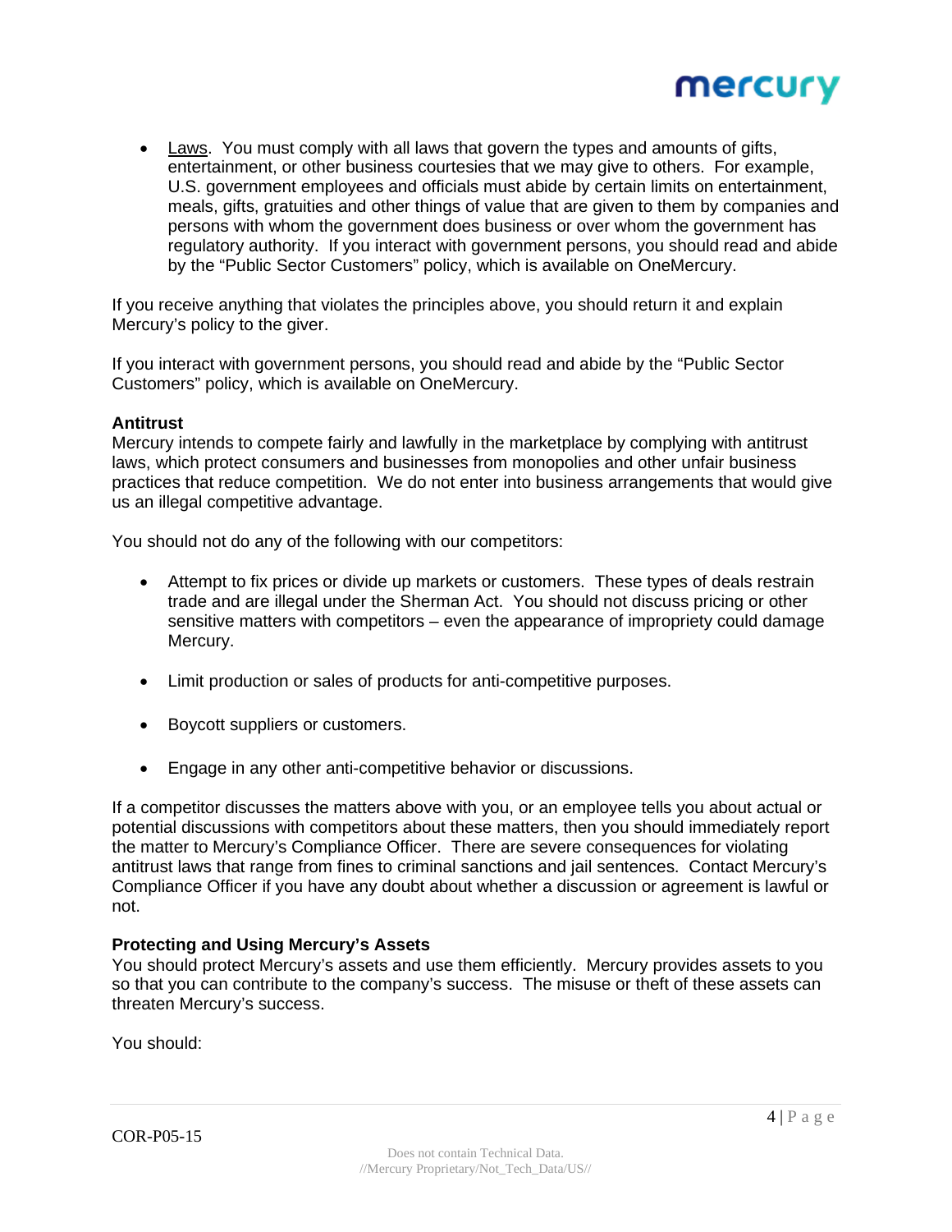- Laws. You must comply with all laws that govern the types and amounts of gifts, entertainment, or other business courtesies that we may give to others. For example, U.S. government employees and officials must abide by certain limits on entertainment, meals, gifts, gratuities and other things of value that are given to them by companies and persons with whom the government does business or over whom the government has regulatory authority. If you interact with government persons, you should read and abide by the "Public Sector Customers" policy, which is available on OneMercury.

If you receive anything that violates the principles above, you should return it and explain Mercury's policy to the giver.

If you interact with government persons, you should read and abide by the "Public Sector Customers" policy, which is available on OneMercury.

**Antitrust**

Mercury intends to compete fairly and lawfully in the marketplace by complying with antitrust laws, which protect consumers and businesses from monopolies and other unfair business practices that reduce competition. We do not enter into business arrangements that would give us an illegal competitive advantage.

You should not do any of the following with our competitors:

- Attempt to fix prices or divide up markets or customers. These types of deals restrain trade and are illegal under the Sherman Act. You should not discuss pricing or other sensitive matters with competitors – even the appearance of impropriety could damage Mercury.
- Limit production or sales of products for anti-competitive purposes.
- Boycott suppliers or customers.
- Engage in any other anti-competitive behavior or discussions.

If a competitor discusses the matters above with you, or an employee tells you about actual or potential discussions with competitors about these matters, then you should immediately report the matter to Mercury's Compliance Officer. There are severe consequences for violating antitrust laws that range from fines to criminal sanctions and jail sentences. Contact Mercury's Compliance Officer if you have any doubt about whether a discussion or agreement is lawful or not.

**Protecting and Using Mercury's Assets**

You should protect Mercury's assets and use them efficiently. Mercury provides assets to you so that you can contribute to the company's success. The misuse or theft of these assets can threaten Mercury's success.

You should: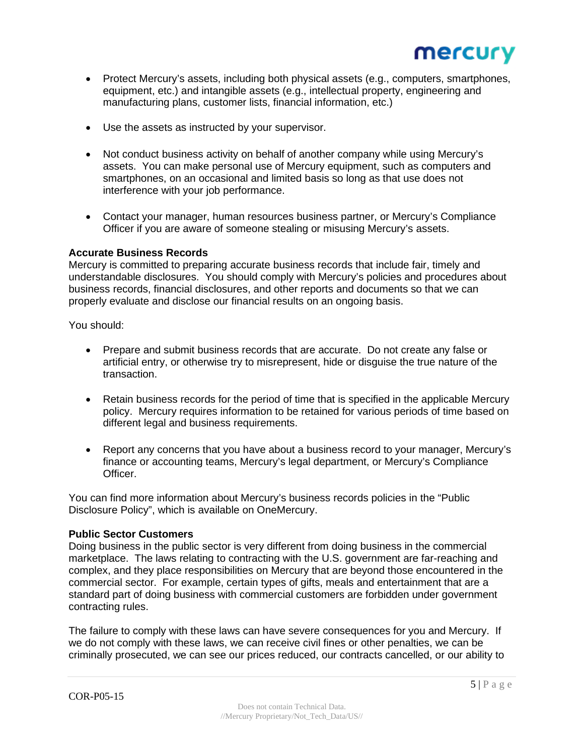- Protect Mercury's assets, including both physical assets (e.g., computers, smartphones, equipment, etc.) and intangible assets (e.g., intellectual property, engineering and manufacturing plans, customer lists, financial information, etc.)

- Use the assets as instructed by your supervisor.

- Not conduct business activity on behalf of another company while using Mercury's assets. You can make personal use of Mercury equipment, such as computers and smartphones, on an occasional and limited basis so long as that use does not interference with your job performance.

- Contact your manager, human resources business partner, or Mercury's Compliance Officer if you are aware of someone stealing or misusing Mercury's assets.

**Accurate Business Records**

Mercury is committed to preparing accurate business records that include fair, timely and understandable disclosures. You should comply with Mercury's policies and procedures about business records, financial disclosures, and other reports and documents so that we can properly evaluate and disclose our financial results on an ongoing basis.

You should:

- Prepare and submit business records that are accurate. Do not create any false or artificial entry, or otherwise try to misrepresent, hide or disguise the true nature of the transaction.

- Retain business records for the period of time that is specified in the applicable Mercury policy. Mercury requires information to be retained for various periods of time based on different legal and business requirements.

- Report any concerns that you have about a business record to your manager, Mercury's finance or accounting teams, Mercury's legal department, or Mercury's Compliance Officer.

You can find more information about Mercury's business records policies in the "Public Disclosure Policy", which is available on OneMercury.

**Public Sector Customers**

Doing business in the public sector is very different from doing business in the commercial marketplace. The laws relating to contracting with the U.S. government are far-reaching and complex, and they place responsibilities on Mercury that are beyond those encountered in the commercial sector. For example, certain types of gifts, meals and entertainment that are a standard part of doing business with commercial customers are forbidden under government contracting rules.

The failure to comply with these laws can have severe consequences for you and Mercury. If we do not comply with these laws, we can receive civil fines or other penalties, we can be criminally prosecuted, we can see our prices reduced, our contracts cancelled, or our ability to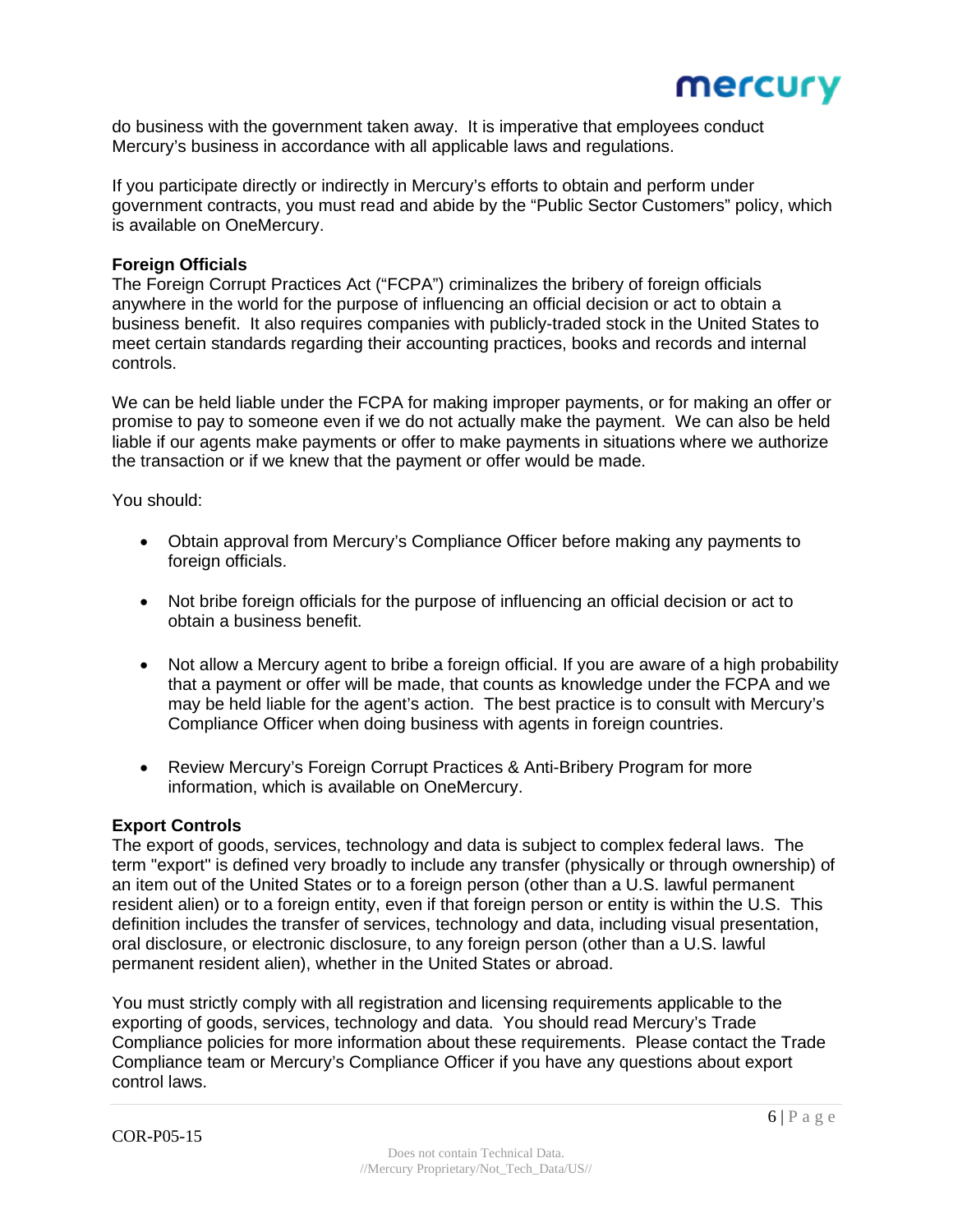do business with the government taken away. It is imperative that employees conduct Mercury's business in accordance with all applicable laws and regulations.

If you participate directly or indirectly in Mercury's efforts to obtain and perform under government contracts, you must read and abide by the "Public Sector Customers" policy, which is available on OneMercury.

**Foreign Officials**

The Foreign Corrupt Practices Act ("FCPA") criminalizes the bribery of foreign officials anywhere in the world for the purpose of influencing an official decision or act to obtain a business benefit. It also requires companies with publicly-traded stock in the United States to meet certain standards regarding their accounting practices, books and records and internal controls.

We can be held liable under the FCPA for making improper payments, or for making an offer or promise to pay to someone even if we do not actually make the payment. We can also be held liable if our agents make payments or offer to make payments in situations where we authorize the transaction or if we knew that the payment or offer would be made.

You should:

- Obtain approval from Mercury's Compliance Officer before making any payments to foreign officials.
- Not bribe foreign officials for the purpose of influencing an official decision or act to obtain a business benefit.
- Not allow a Mercury agent to bribe a foreign official. If you are aware of a high probability that a payment or offer will be made, that counts as knowledge under the FCPA and we may be held liable for the agent's action. The best practice is to consult with Mercury's Compliance Officer when doing business with agents in foreign countries.
- Review Mercury's Foreign Corrupt Practices & Anti-Bribery Program for more information, which is available on OneMercury.

**Export Controls**

The export of goods, services, technology and data is subject to complex federal laws. The term "export" is defined very broadly to include any transfer (physically or through ownership) of an item out of the United States or to a foreign person (other than a U.S. lawful permanent resident alien) or to a foreign entity, even if that foreign person or entity is within the U.S. This definition includes the transfer of services, technology and data, including visual presentation, oral disclosure, or electronic disclosure, to any foreign person (other than a U.S. lawful permanent resident alien), whether in the United States or abroad.

You must strictly comply with all registration and licensing requirements applicable to the exporting of goods, services, technology and data. You should read Mercury's Trade Compliance policies for more information about these requirements. Please contact the Trade Compliance team or Mercury's Compliance Officer if you have any questions about export control laws.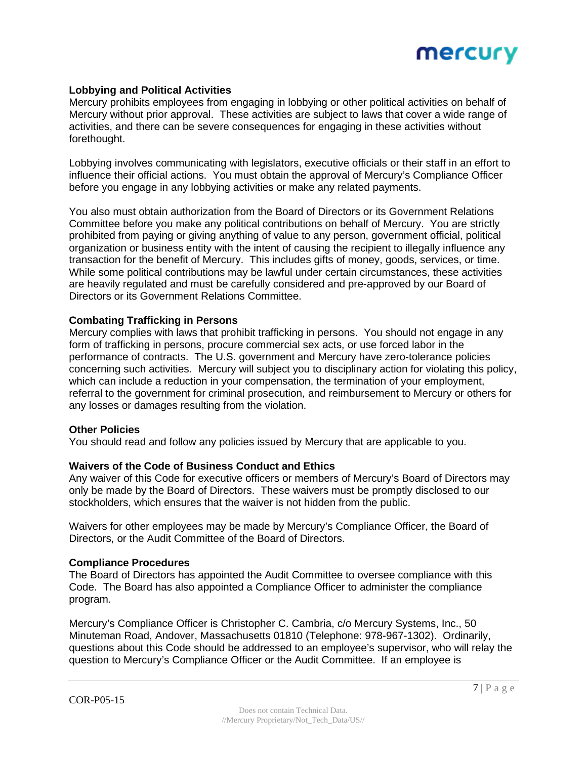**Lobbying and Political Activities**

Mercury prohibits employees from engaging in lobbying or other political activities on behalf of Mercury without prior approval. These activities are subject to laws that cover a wide range of activities, and there can be severe consequences for engaging in these activities without forethought.

Lobbying involves communicating with legislators, executive officials or their staff in an effort to influence their official actions. You must obtain the approval of Mercury's Compliance Officer before you engage in any lobbying activities or make any related payments.

You also must obtain authorization from the Board of Directors or its Government Relations Committee before you make any political contributions on behalf of Mercury. You are strictly prohibited from paying or giving anything of value to any person, government official, political organization or business entity with the intent of causing the recipient to illegally influence any transaction for the benefit of Mercury. This includes gifts of money, goods, services, or time. While some political contributions may be lawful under certain circumstances, these activities are heavily regulated and must be carefully considered and pre-approved by our Board of Directors or its Government Relations Committee.

**Combating Trafficking in Persons**

Mercury complies with laws that prohibit trafficking in persons. You should not engage in any form of trafficking in persons, procure commercial sex acts, or use forced labor in the performance of contracts. The U.S. government and Mercury have zero-tolerance policies concerning such activities. Mercury will subject you to disciplinary action for violating this policy, which can include a reduction in your compensation, the termination of your employment, referral to the government for criminal prosecution, and reimbursement to Mercury or others for any losses or damages resulting from the violation.

**Other Policies**

You should read and follow any policies issued by Mercury that are applicable to you.

**Waivers of the Code of Business Conduct and Ethics**

Any waiver of this Code for executive officers or members of Mercury's Board of Directors may only be made by the Board of Directors. These waivers must be promptly disclosed to our stockholders, which ensures that the waiver is not hidden from the public.

Waivers for other employees may be made by Mercury's Compliance Officer, the Board of Directors, or the Audit Committee of the Board of Directors.

**Compliance Procedures**

The Board of Directors has appointed the Audit Committee to oversee compliance with this Code. The Board has also appointed a Compliance Officer to administer the compliance program.

Mercury's Compliance Officer is Christopher C. Cambria, c/o Mercury Systems, Inc., 50 Minuteman Road, Andover, Massachusetts 01810 (Telephone: 978-967-1302). Ordinarily, questions about this Code should be addressed to an employee's supervisor, who will relay the question to Mercury's Compliance Officer or the Audit Committee. If an employee is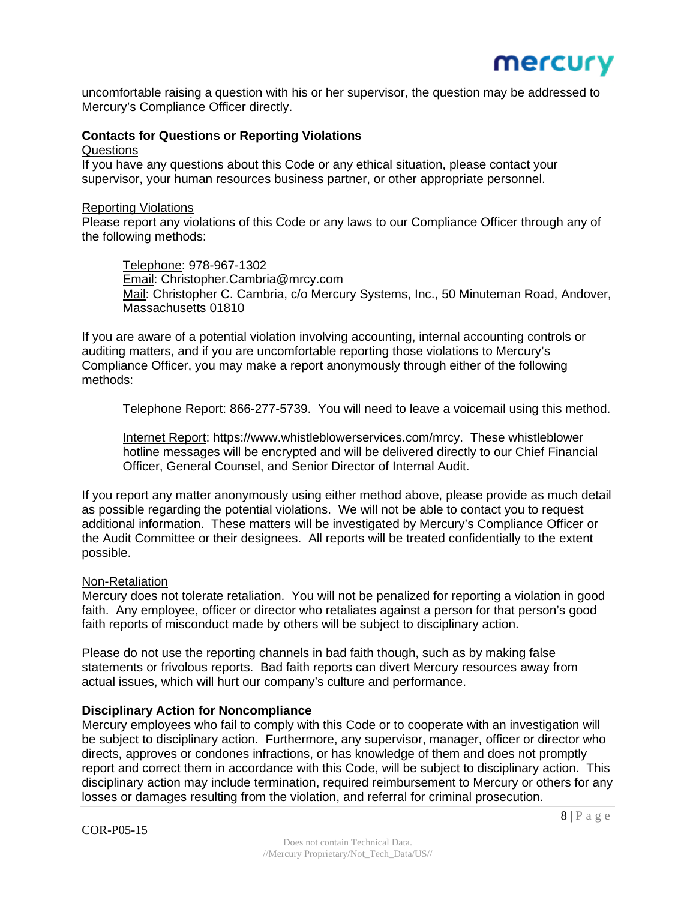uncomfortable raising a question with his or her supervisor, the question may be addressed to Mercury's Compliance Officer directly.

**Contacts for Questions or Reporting Violations**

Questions

If you have any questions about this Code or any ethical situation, please contact your supervisor, your human resources business partner, or other appropriate personnel.

Reporting Violations

Please report any violations of this Code or any laws to our Compliance Officer through any of the following methods:

> Telephone: 978-967-1302
> Email: Christopher.Cambria@mrcy.com
> Mail: Christopher C. Cambria, c/o Mercury Systems, Inc., 50 Minuteman Road, Andover, Massachusetts 01810

If you are aware of a potential violation involving accounting, internal accounting controls or auditing matters, and if you are uncomfortable reporting those violations to Mercury's Compliance Officer, you may make a report anonymously through either of the following methods:

> Telephone Report: 866-277-5739. You will need to leave a voicemail using this method.
>
> Internet Report: https://www.whistleblowerservices.com/mrcy. These whistleblower hotline messages will be encrypted and will be delivered directly to our Chief Financial Officer, General Counsel, and Senior Director of Internal Audit.

If you report any matter anonymously using either method above, please provide as much detail as possible regarding the potential violations. We will not be able to contact you to request additional information. These matters will be investigated by Mercury's Compliance Officer or the Audit Committee or their designees. All reports will be treated confidentially to the extent possible.

Non-Retaliation

Mercury does not tolerate retaliation. You will not be penalized for reporting a violation in good faith. Any employee, officer or director who retaliates against a person for that person's good faith reports of misconduct made by others will be subject to disciplinary action.

Please do not use the reporting channels in bad faith though, such as by making false statements or frivolous reports. Bad faith reports can divert Mercury resources away from actual issues, which will hurt our company's culture and performance.

**Disciplinary Action for Noncompliance**

Mercury employees who fail to comply with this Code or to cooperate with an investigation will be subject to disciplinary action. Furthermore, any supervisor, manager, officer or director who directs, approves or condones infractions, or has knowledge of them and does not promptly report and correct them in accordance with this Code, will be subject to disciplinary action. This disciplinary action may include termination, required reimbursement to Mercury or others for any losses or damages resulting from the violation, and referral for criminal prosecution.